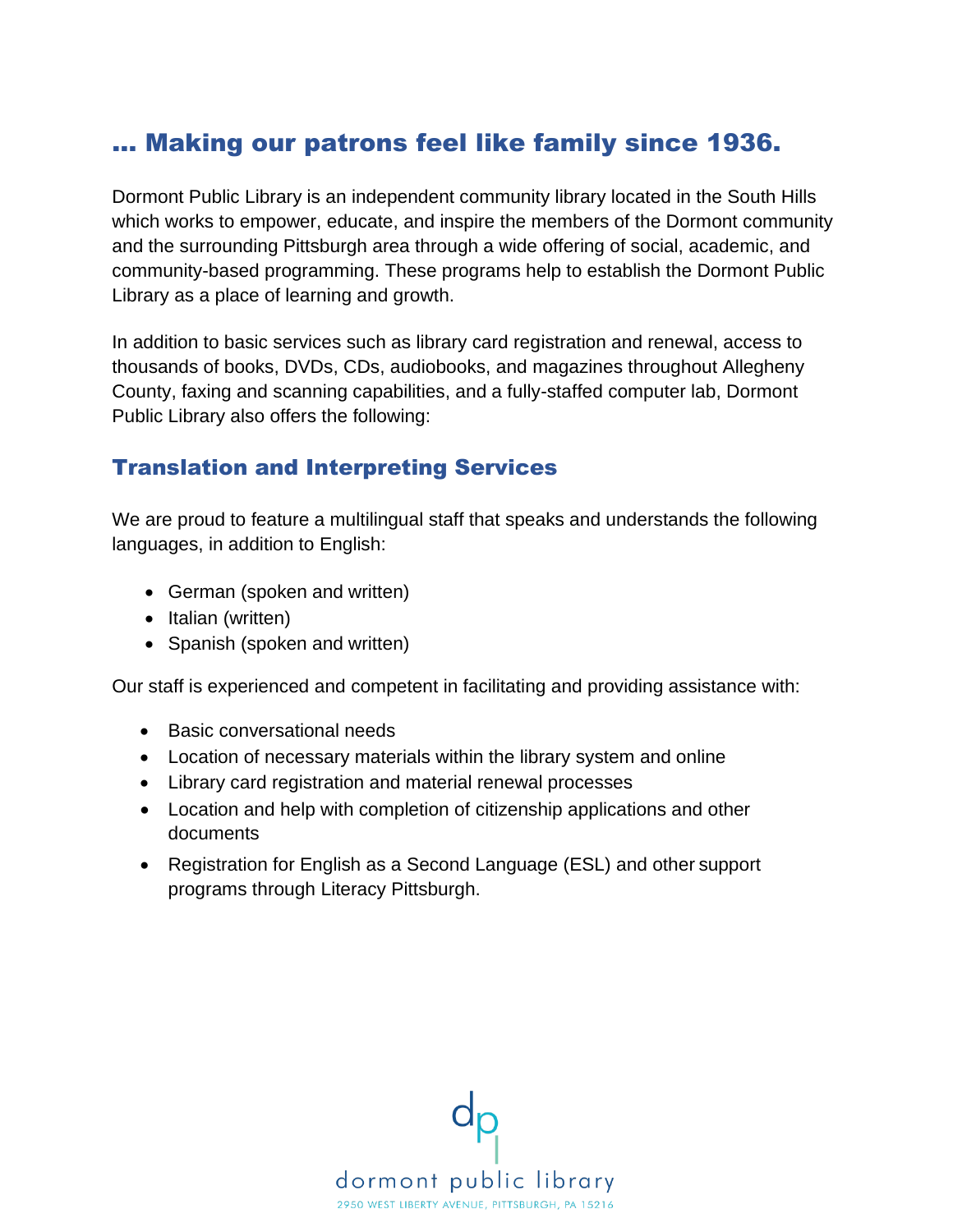## … Making our patrons feel like family since 1936.

Dormont Public Library is an independent community library located in the South Hills which works to empower, educate, and inspire the members of the Dormont community and the surrounding Pittsburgh area through a wide offering of social, academic, and community-based programming. These programs help to establish the Dormont Public Library as a place of learning and growth.

In addition to basic services such as library card registration and renewal, access to thousands of books, DVDs, CDs, audiobooks, and magazines throughout Allegheny County, faxing and scanning capabilities, and a fully-staffed computer lab, Dormont Public Library also offers the following:

### Translation and Interpreting Services

We are proud to feature a multilingual staff that speaks and understands the following languages, in addition to English:

- German (spoken and written)
- Italian (written)
- Spanish (spoken and written)

Our staff is experienced and competent in facilitating and providing assistance with:

- Basic conversational needs
- Location of necessary materials within the library system and online
- Library card registration and material renewal processes
- Location and help with completion of citizenship applications and other documents
- Registration for English as a Second Language (ESL) and other support programs through Literacy Pittsburgh.

dp

dormont public library

2950 WEST LIBERTY AVENUE, PITTSBURGH, PA 15216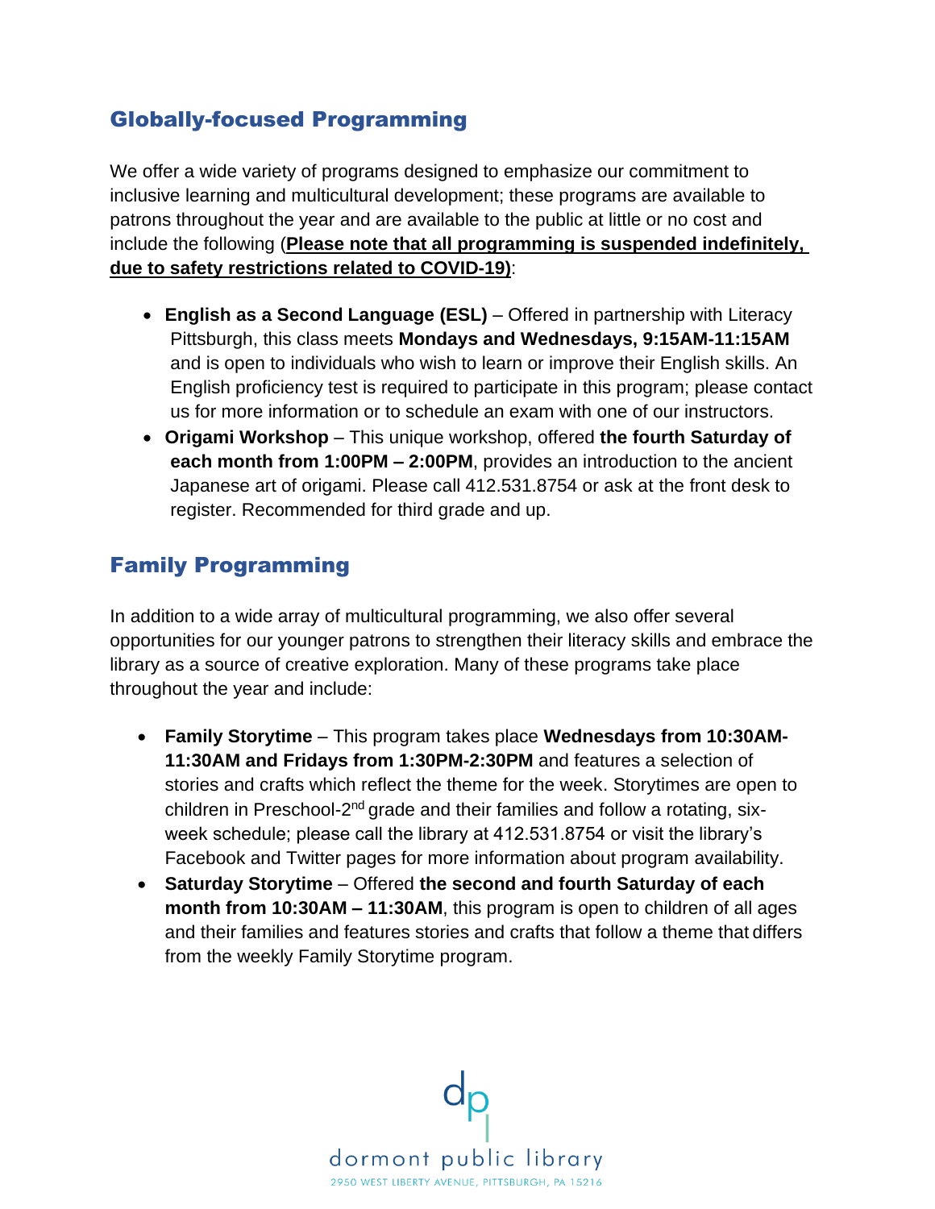## Globally-focused Programming

We offer a wide variety of programs designed to emphasize our commitment to inclusive learning and multicultural development; these programs are available to patrons throughout the year and are available to the public at little or no cost and include the following (**Please note that all programming is suspended indefinitely, due to safety restrictions related to COVID-19)**:

- **English as a Second Language (ESL)** – Offered in partnership with Literacy Pittsburgh, this class meets **Mondays and Wednesdays, 9:15AM-11:15AM** and is open to individuals who wish to learn or improve their English skills. An English proficiency test is required to participate in this program; please contact us for more information or to schedule an exam with one of our instructors.
- **Origami Workshop** – This unique workshop, offered **the fourth Saturday of each month from 1:00PM – 2:00PM**, provides an introduction to the ancient Japanese art of origami. Please call 412.531.8754 or ask at the front desk to register. Recommended for third grade and up.

## Family Programming

In addition to a wide array of multicultural programming, we also offer several opportunities for our younger patrons to strengthen their literacy skills and embrace the library as a source of creative exploration. Many of these programs take place throughout the year and include:

- **Family Storytime** – This program takes place **Wednesdays from 10:30AM-11:30AM and Fridays from 1:30PM-2:30PM** and features a selection of stories and crafts which reflect the theme for the week. Storytimes are open to children in Preschool-2nd grade and their families and follow a rotating, six-week schedule; please call the library at 412.531.8754 or visit the library's Facebook and Twitter pages for more information about program availability.
- **Saturday Storytime** – Offered **the second and fourth Saturday of each month from 10:30AM – 11:30AM**, this program is open to children of all ages and their families and features stories and crafts that follow a theme that differs from the weekly Family Storytime program.

dormont public library
2950 WEST LIBERTY AVENUE, PITTSBURGH, PA 15216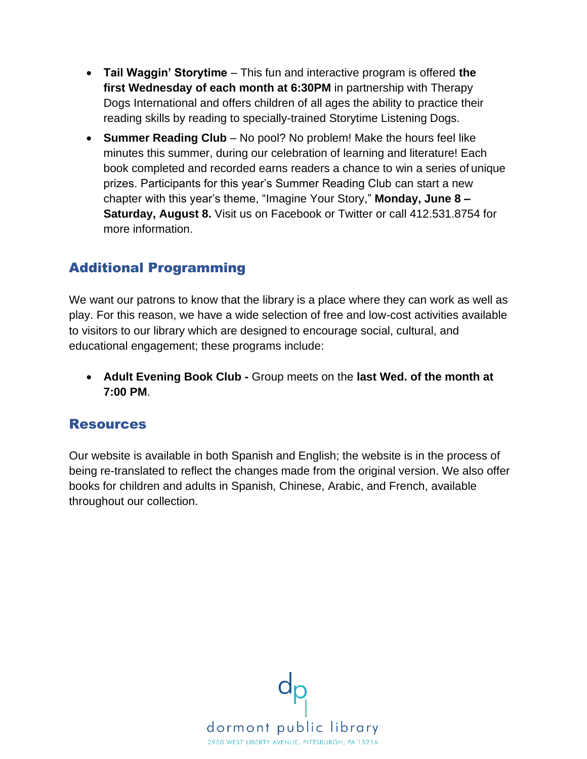- **Tail Waggin' Storytime** – This fun and interactive program is offered **the first Wednesday of each month at 6:30PM** in partnership with Therapy Dogs International and offers children of all ages the ability to practice their reading skills by reading to specially-trained Storytime Listening Dogs.
- **Summer Reading Club** – No pool? No problem! Make the hours feel like minutes this summer, during our celebration of learning and literature! Each book completed and recorded earns readers a chance to win a series of unique prizes. Participants for this year's Summer Reading Club can start a new chapter with this year's theme, "Imagine Your Story," **Monday, June 8 – Saturday, August 8.** Visit us on Facebook or Twitter or call 412.531.8754 for more information.

## Additional Programming

We want our patrons to know that the library is a place where they can work as well as play. For this reason, we have a wide selection of free and low-cost activities available to visitors to our library which are designed to encourage social, cultural, and educational engagement; these programs include:

- **Adult Evening Book Club -** Group meets on the **last Wed. of the month at 7:00 PM**.

## Resources

Our website is available in both Spanish and English; the website is in the process of being re-translated to reflect the changes made from the original version. We also offer books for children and adults in Spanish, Chinese, Arabic, and French, available throughout our collection.

dormont public library

2950 WEST LIBERTY AVENUE, PITTSBURGH, PA 15216